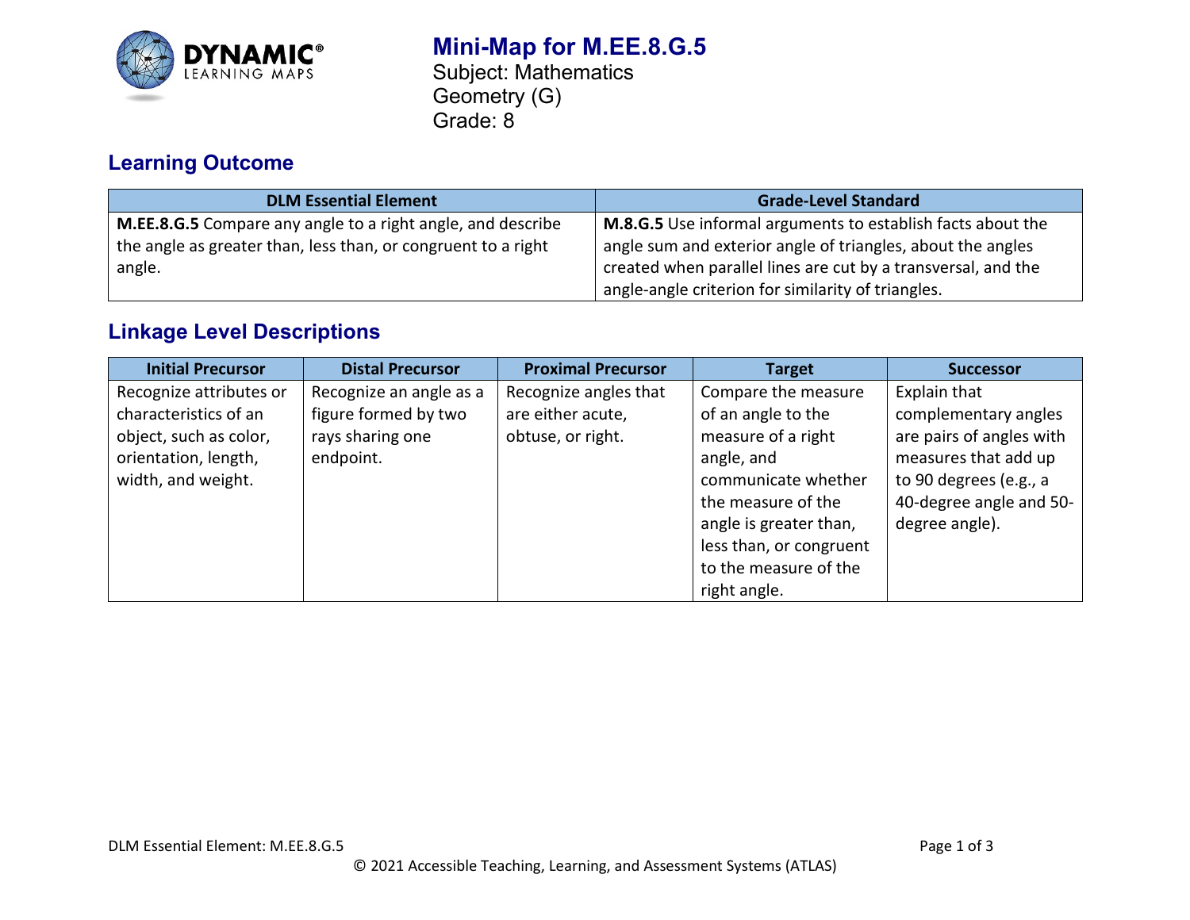# Mini-Map for M.EE.8.G.5

Subject: Mathematics
Geometry (G)
Grade: 8

## Learning Outcome

| DLM Essential Element | Grade-Level Standard |
| --- | --- |
| **M.EE.8.G.5** Compare any angle to a right angle, and describe the angle as greater than, less than, or congruent to a right angle. | **M.8.G.5** Use informal arguments to establish facts about the angle sum and exterior angle of triangles, about the angles created when parallel lines are cut by a transversal, and the angle-angle criterion for similarity of triangles. |

## Linkage Level Descriptions

| Initial Precursor | Distal Precursor | Proximal Precursor | Target | Successor |
| --- | --- | --- | --- | --- |
| Recognize attributes or characteristics of an object, such as color, orientation, length, width, and weight. | Recognize an angle as a figure formed by two rays sharing one endpoint. | Recognize angles that are either acute, obtuse, or right. | Compare the measure of an angle to the measure of a right angle, and communicate whether the measure of the angle is greater than, less than, or congruent to the measure of the right angle. | Explain that complementary angles are pairs of angles with measures that add up to 90 degrees (e.g., a 40-degree angle and 50-degree angle). |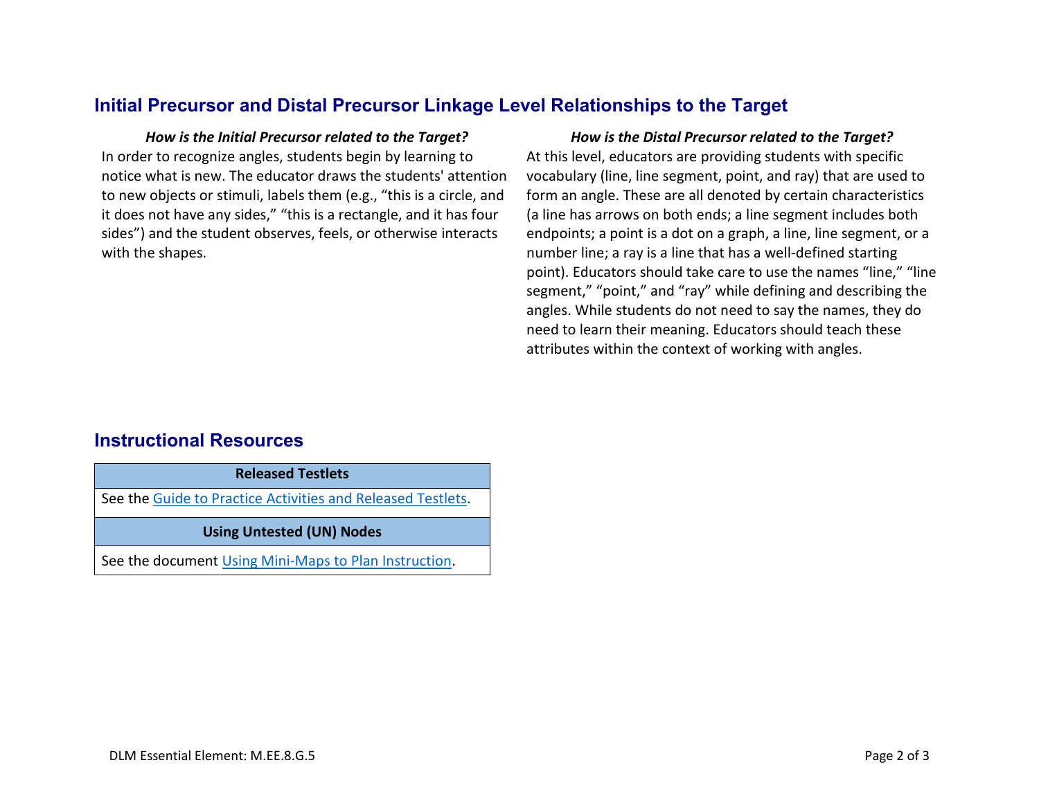## Initial Precursor and Distal Precursor Linkage Level Relationships to the Target

***How is the Initial Precursor related to the Target?***

In order to recognize angles, students begin by learning to notice what is new. The educator draws the students' attention to new objects or stimuli, labels them (e.g., “this is a circle, and it does not have any sides,” “this is a rectangle, and it has four sides”) and the student observes, feels, or otherwise interacts with the shapes.

***How is the Distal Precursor related to the Target?***

At this level, educators are providing students with specific vocabulary (line, line segment, point, and ray) that are used to form an angle. These are all denoted by certain characteristics (a line has arrows on both ends; a line segment includes both endpoints; a point is a dot on a graph, a line, line segment, or a number line; a ray is a line that has a well-defined starting point). Educators should take care to use the names “line,” “line segment,” “point,” and “ray” while defining and describing the angles. While students do not need to say the names, they do need to learn their meaning. Educators should teach these attributes within the context of working with angles.

## Instructional Resources

| Released Testlets |
| --- |
| See the Guide to Practice Activities and Released Testlets. |
| **Using Untested (UN) Nodes** |
| See the document Using Mini-Maps to Plan Instruction. |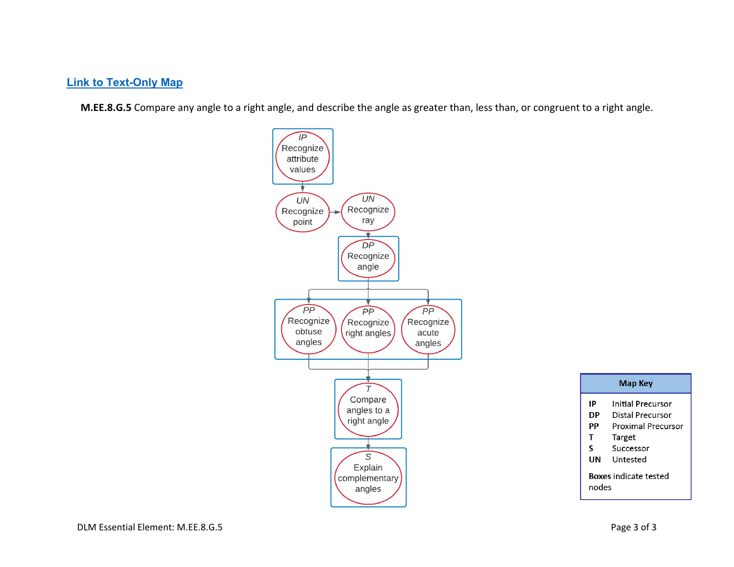[Link to Text-Only Map]

**M.EE.8.G.5** Compare any angle to a right angle, and describe the angle as greater than, less than, or congruent to a right angle.

*IP*
Recognize attribute values

*UN*
Recognize point

*UN*
Recognize ray

*DP*
Recognize angle

*PP*
Recognize obtuse angles

*PP*
Recognize right angles

*PP*
Recognize acute angles

*T*
Compare angles to a right angle

*S*
Explain complementary angles

**Map Key**

**IP** Initial Precursor
**DP** Distal Precursor
**PP** Proximal Precursor
**T** Target
**S** Successor
**UN** Untested

**Boxes** indicate tested nodes

DLM Essential Element: M.EE.8.G.5